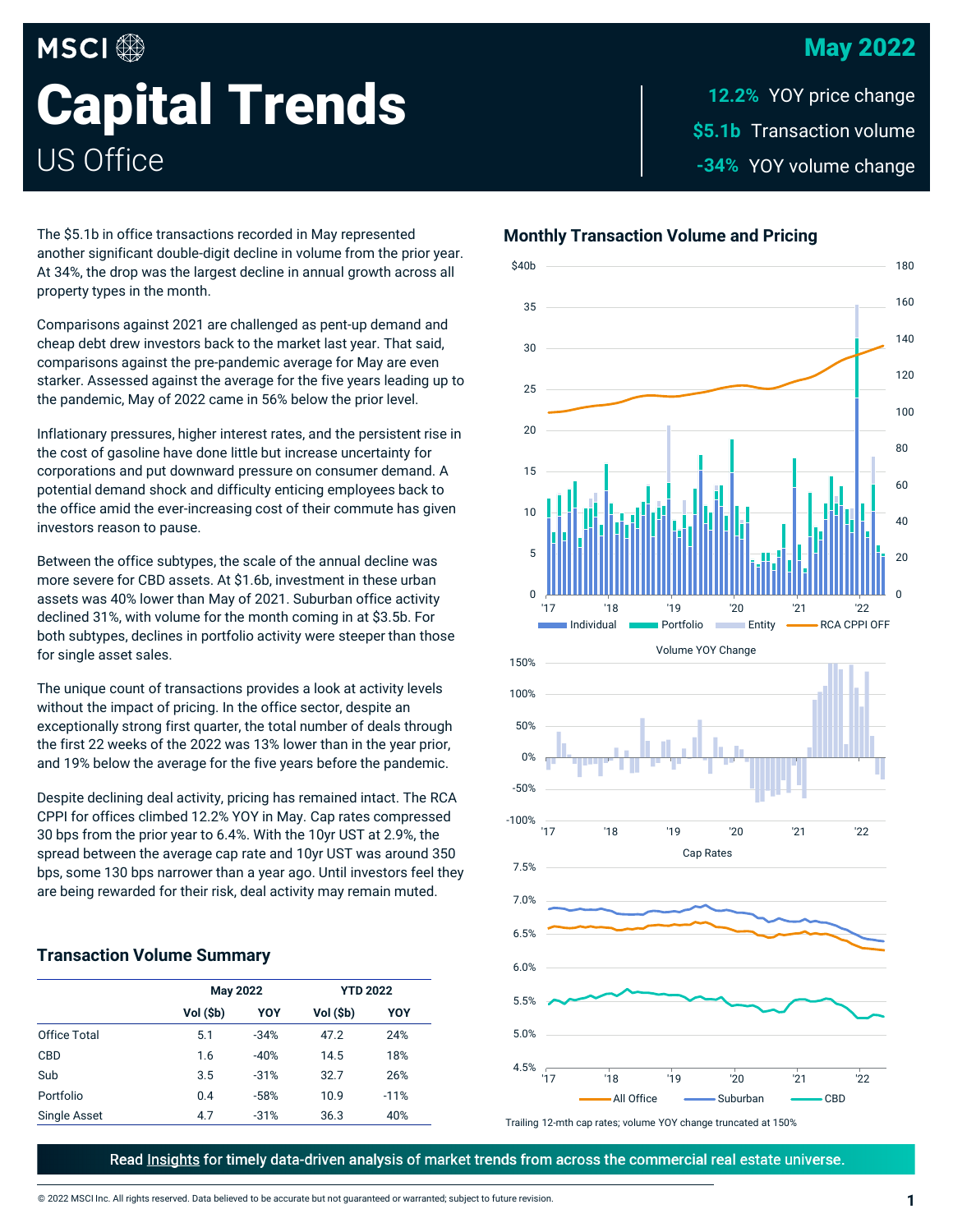# Capital Trends

## US Office

**May 2022**

**12.2%** YOY price change

**$5.1b** Transaction volume

**-34%** YOY volume change

The $5.1b in office transactions recorded in May represented another significant double-digit decline in volume from the prior year. At 34%, the drop was the largest decline in annual growth across all property types in the month.

Comparisons against 2021 are challenged as pent-up demand and cheap debt drew investors back to the market last year. That said, comparisons against the pre-pandemic average for May are even starker. Assessed against the average for the five years leading up to the pandemic, May of 2022 came in 56% below the prior level.

Inflationary pressures, higher interest rates, and the persistent rise in the cost of gasoline have done little but increase uncertainty for corporations and put downward pressure on consumer demand. A potential demand shock and difficulty enticing employees back to the office amid the ever-increasing cost of their commute has given investors reason to pause.

Between the office subtypes, the scale of the annual decline was more severe for CBD assets. At $1.6b, investment in these urban assets was 40% lower than May of 2021. Suburban office activity declined 31%, with volume for the month coming in at $3.5b. For both subtypes, declines in portfolio activity were steeper than those for single asset sales.

The unique count of transactions provides a look at activity levels without the impact of pricing. In the office sector, despite an exceptionally strong first quarter, the total number of deals through the first 22 weeks of the 2022 was 13% lower than in the year prior, and 19% below the average for the five years before the pandemic.

Despite declining deal activity, pricing has remained intact. The RCA CPPI for offices climbed 12.2% YOY in May. Cap rates compressed 30 bps from the prior year to 6.4%. With the 10yr UST at 2.9%, the spread between the average cap rate and 10yr UST was around 350 bps, some 130 bps narrower than a year ago. Until investors feel they are being rewarded for their risk, deal activity may remain muted.

### Transaction Volume Summary

| | May 2022 | | YTD 2022 | |
|---|---|---|---|---|
| | Vol ($b) | YOY | Vol ($b) | YOY |
| Office Total | 5.1 | -34% | 47.2 | 24% |
| CBD | 1.6 | -40% | 14.5 | 18% |
| Sub | 3.5 | -31% | 32.7 | 26% |
| Portfolio | 0.4 | -58% | 10.9 | -11% |
| Single Asset | 4.7 | -31% | 36.3 | 40% |

### Monthly Transaction Volume and Pricing

Trailing 12-mth cap rates; volume YOY change truncated at 150%

Read Insights for timely data-driven analysis of market trends from across the commercial real estate universe.

© 2022 MSCI Inc. All rights reserved. Data believed to be accurate but not guaranteed or warranted; subject to future revision.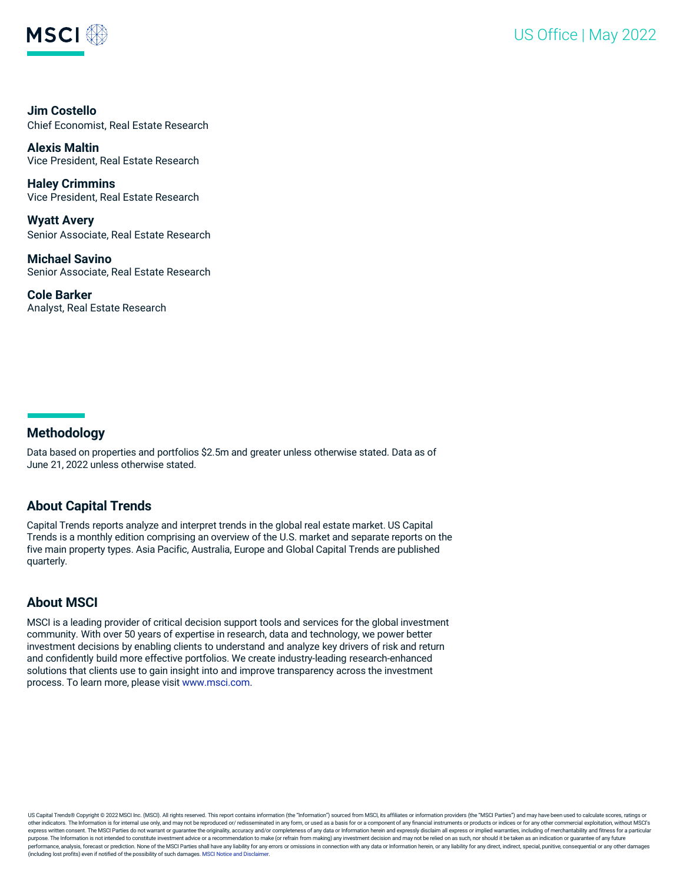**Jim Costello**
Chief Economist, Real Estate Research

**Alexis Maltin**
Vice President, Real Estate Research

**Haley Crimmins**
Vice President, Real Estate Research

**Wyatt Avery**
Senior Associate, Real Estate Research

**Michael Savino**
Senior Associate, Real Estate Research

**Cole Barker**
Analyst, Real Estate Research

## Methodology

Data based on properties and portfolios $2.5m and greater unless otherwise stated. Data as of June 21, 2022 unless otherwise stated.

## About Capital Trends

Capital Trends reports analyze and interpret trends in the global real estate market. US Capital Trends is a monthly edition comprising an overview of the U.S. market and separate reports on the five main property types. Asia Pacific, Australia, Europe and Global Capital Trends are published quarterly.

## About MSCI

MSCI is a leading provider of critical decision support tools and services for the global investment community. With over 50 years of expertise in research, data and technology, we power better investment decisions by enabling clients to understand and analyze key drivers of risk and return and confidently build more effective portfolios. We create industry-leading research-enhanced solutions that clients use to gain insight into and improve transparency across the investment process. To learn more, please visit www.msci.com.

US Capital Trends® Copyright © 2022 MSCI Inc. (MSCI). All rights reserved. This report contains information (the "Information") sourced from MSCI, its affiliates or information providers (the "MSCI Parties") and may have been used to calculate scores, ratings or other indicators. The Information is for internal use only, and may not be reproduced or/ redisseminated in any form, or used as a basis for or a component of any financial instruments or products or indices or for any other commercial exploitation, without MSCI's express written consent. The MSCI Parties do not warrant or guarantee the originality, accuracy and/or completeness of any data or Information herein and expressly disclaim all express or implied warranties, including of merchantability and fitness for a particular purpose. The Information is not intended to constitute investment advice or a recommendation to make (or refrain from making) any investment decision and may not be relied on as such, nor should it be taken as an indication or guarantee of any future performance, analysis, forecast or prediction. None of the MSCI Parties shall have any liability for any errors or omissions in connection with any data or Information herein, or any liability for any direct, indirect, special, punitive, consequential or any other damages (including lost profits) even if notified of the possibility of such damages. MSCI Notice and Disclaimer.